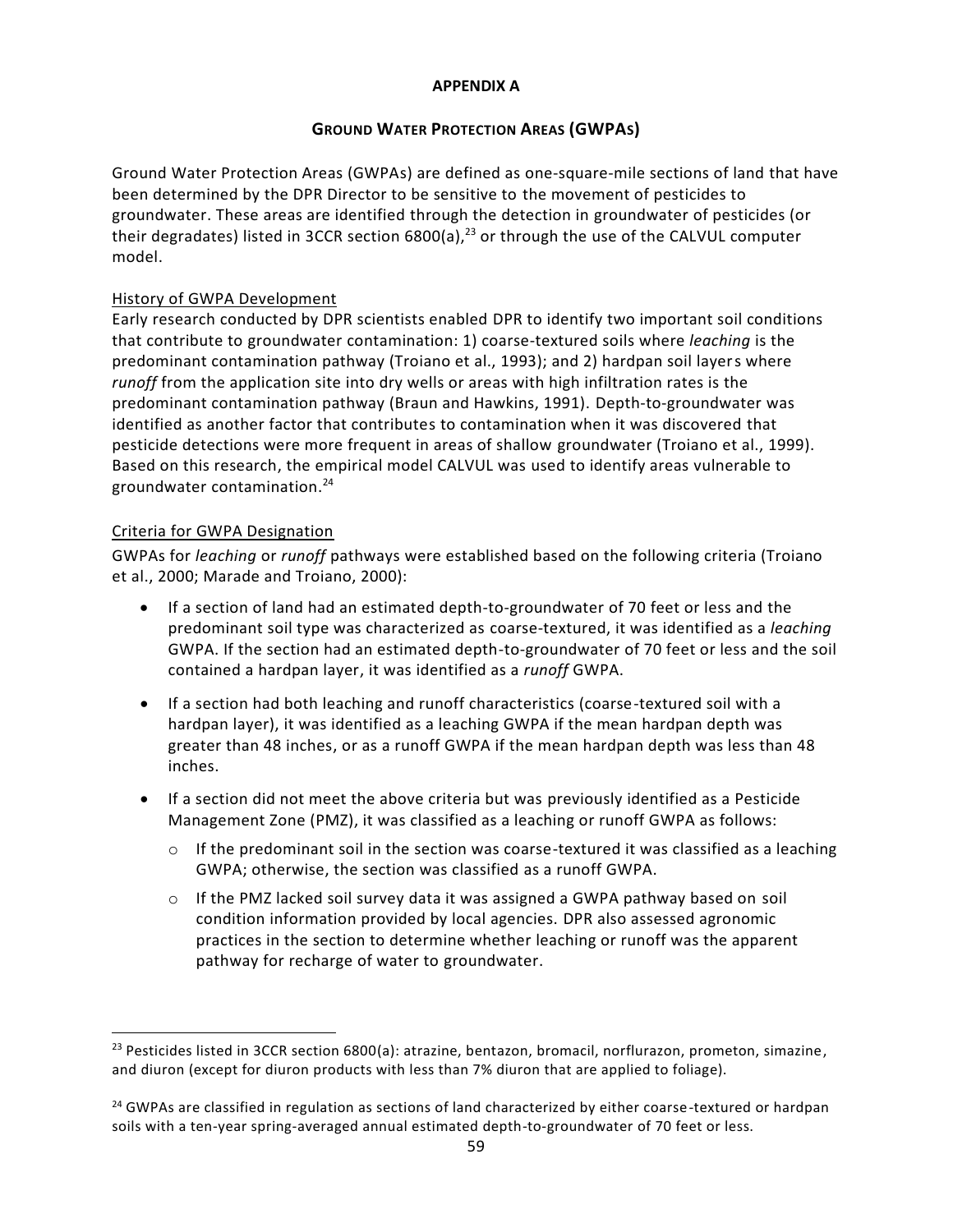# APPENDIX A

## GROUND WATER PROTECTION AREAS (GWPAS)

Ground Water Protection Areas (GWPAs) are defined as one-square-mile sections of land that have been determined by the DPR Director to be sensitive to the movement of pesticides to groundwater. These areas are identified through the detection in groundwater of pesticides (or their degradates) listed in 3CCR section 6800(a),[23] or through the use of the CALVUL computer model.

### History of GWPA Development

Early research conducted by DPR scientists enabled DPR to identify two important soil conditions that contribute to groundwater contamination: 1) coarse-textured soils where *leaching* is the predominant contamination pathway (Troiano et al., 1993); and 2) hardpan soil layers where *runoff* from the application site into dry wells or areas with high infiltration rates is the predominant contamination pathway (Braun and Hawkins, 1991). Depth-to-groundwater was identified as another factor that contributes to contamination when it was discovered that pesticide detections were more frequent in areas of shallow groundwater (Troiano et al., 1999). Based on this research, the empirical model CALVUL was used to identify areas vulnerable to groundwater contamination.[24]

### Criteria for GWPA Designation

GWPAs for *leaching* or *runoff* pathways were established based on the following criteria (Troiano et al., 2000; Marade and Troiano, 2000):

- If a section of land had an estimated depth-to-groundwater of 70 feet or less and the predominant soil type was characterized as coarse-textured, it was identified as a *leaching* GWPA. If the section had an estimated depth-to-groundwater of 70 feet or less and the soil contained a hardpan layer, it was identified as a *runoff* GWPA.
- If a section had both leaching and runoff characteristics (coarse-textured soil with a hardpan layer), it was identified as a leaching GWPA if the mean hardpan depth was greater than 48 inches, or as a runoff GWPA if the mean hardpan depth was less than 48 inches.
- If a section did not meet the above criteria but was previously identified as a Pesticide Management Zone (PMZ), it was classified as a leaching or runoff GWPA as follows:
  - If the predominant soil in the section was coarse-textured it was classified as a leaching GWPA; otherwise, the section was classified as a runoff GWPA.
  - If the PMZ lacked soil survey data it was assigned a GWPA pathway based on soil condition information provided by local agencies. DPR also assessed agronomic practices in the section to determine whether leaching or runoff was the apparent pathway for recharge of water to groundwater.

---

[23] Pesticides listed in 3CCR section 6800(a): atrazine, bentazon, bromacil, norflurazon, prometon, simazine, and diuron (except for diuron products with less than 7% diuron that are applied to foliage).

[24] GWPAs are classified in regulation as sections of land characterized by either coarse-textured or hardpan soils with a ten-year spring-averaged annual estimated depth-to-groundwater of 70 feet or less.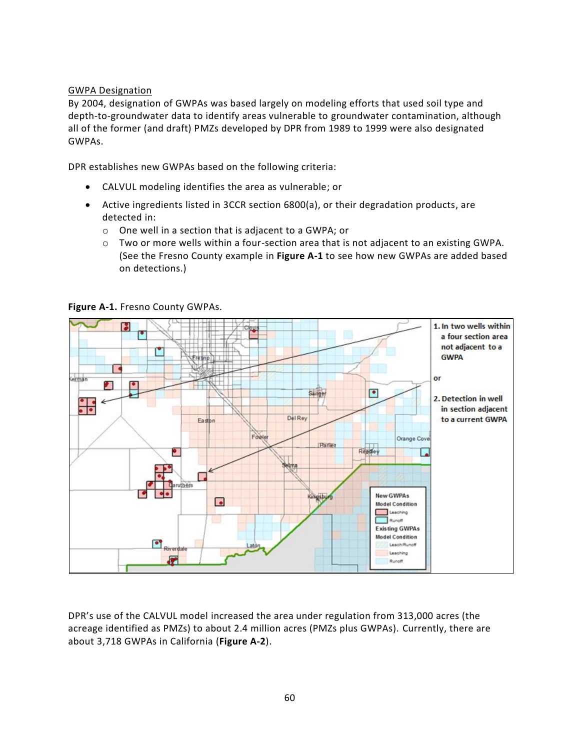GWPA Designation

By 2004, designation of GWPAs was based largely on modeling efforts that used soil type and depth-to-groundwater data to identify areas vulnerable to groundwater contamination, although all of the former (and draft) PMZs developed by DPR from 1989 to 1999 were also designated GWPAs.

DPR establishes new GWPAs based on the following criteria:

- CALVUL modeling identifies the area as vulnerable; or
- Active ingredients listed in 3CCR section 6800(a), or their degradation products, are detected in:
  - One well in a section that is adjacent to a GWPA; or
  - Two or more wells within a four-section area that is not adjacent to an existing GWPA. (See the Fresno County example in **Figure A-1** to see how new GWPAs are added based on detections.)

**Figure A-1.** Fresno County GWPAs.

DPR's use of the CALVUL model increased the area under regulation from 313,000 acres (the acreage identified as PMZs) to about 2.4 million acres (PMZs plus GWPAs). Currently, there are about 3,718 GWPAs in California (**Figure A-2**).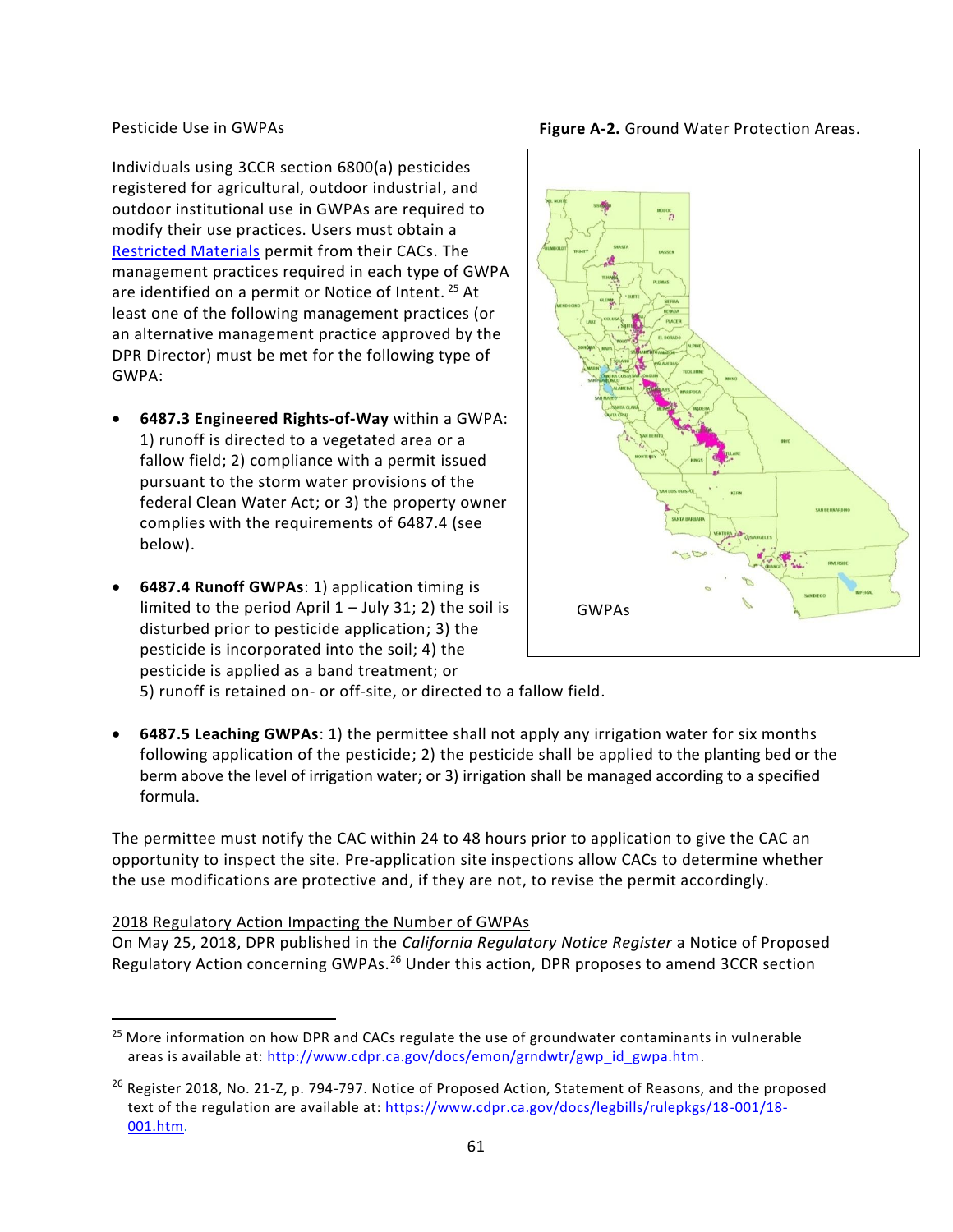Pesticide Use in GWPAs

Individuals using 3CCR section 6800(a) pesticides registered for agricultural, outdoor industrial, and outdoor institutional use in GWPAs are required to modify their use practices. Users must obtain a Restricted Materials permit from their CACs. The management practices required in each type of GWPA are identified on a permit or Notice of Intent.[25] At least one of the following management practices (or an alternative management practice approved by the DPR Director) must be met for the following type of GWPA:

**Figure A-2.** Ground Water Protection Areas.

- **6487.3 Engineered Rights-of-Way** within a GWPA: 1) runoff is directed to a vegetated area or a fallow field; 2) compliance with a permit issued pursuant to the storm water provisions of the federal Clean Water Act; or 3) the property owner complies with the requirements of 6487.4 (see below).
- **6487.4 Runoff GWPAs**: 1) application timing is limited to the period April 1 – July 31; 2) the soil is disturbed prior to pesticide application; 3) the pesticide is incorporated into the soil; 4) the pesticide is applied as a band treatment; or 5) runoff is retained on- or off-site, or directed to a fallow field.
- **6487.5 Leaching GWPAs**: 1) the permittee shall not apply any irrigation water for six months following application of the pesticide; 2) the pesticide shall be applied to the planting bed or the berm above the level of irrigation water; or 3) irrigation shall be managed according to a specified formula.

The permittee must notify the CAC within 24 to 48 hours prior to application to give the CAC an opportunity to inspect the site. Pre-application site inspections allow CACs to determine whether the use modifications are protective and, if they are not, to revise the permit accordingly.

2018 Regulatory Action Impacting the Number of GWPAs

On May 25, 2018, DPR published in the *California Regulatory Notice Register* a Notice of Proposed Regulatory Action concerning GWPAs.[26] Under this action, DPR proposes to amend 3CCR section

---

[25] More information on how DPR and CACs regulate the use of groundwater contaminants in vulnerable areas is available at: http://www.cdpr.ca.gov/docs/emon/grndwtr/gwp_id_gwpa.htm.

[26] Register 2018, No. 21-Z, p. 794-797. Notice of Proposed Action, Statement of Reasons, and the proposed text of the regulation are available at: https://www.cdpr.ca.gov/docs/legbills/rulepkgs/18-001/18-001.htm.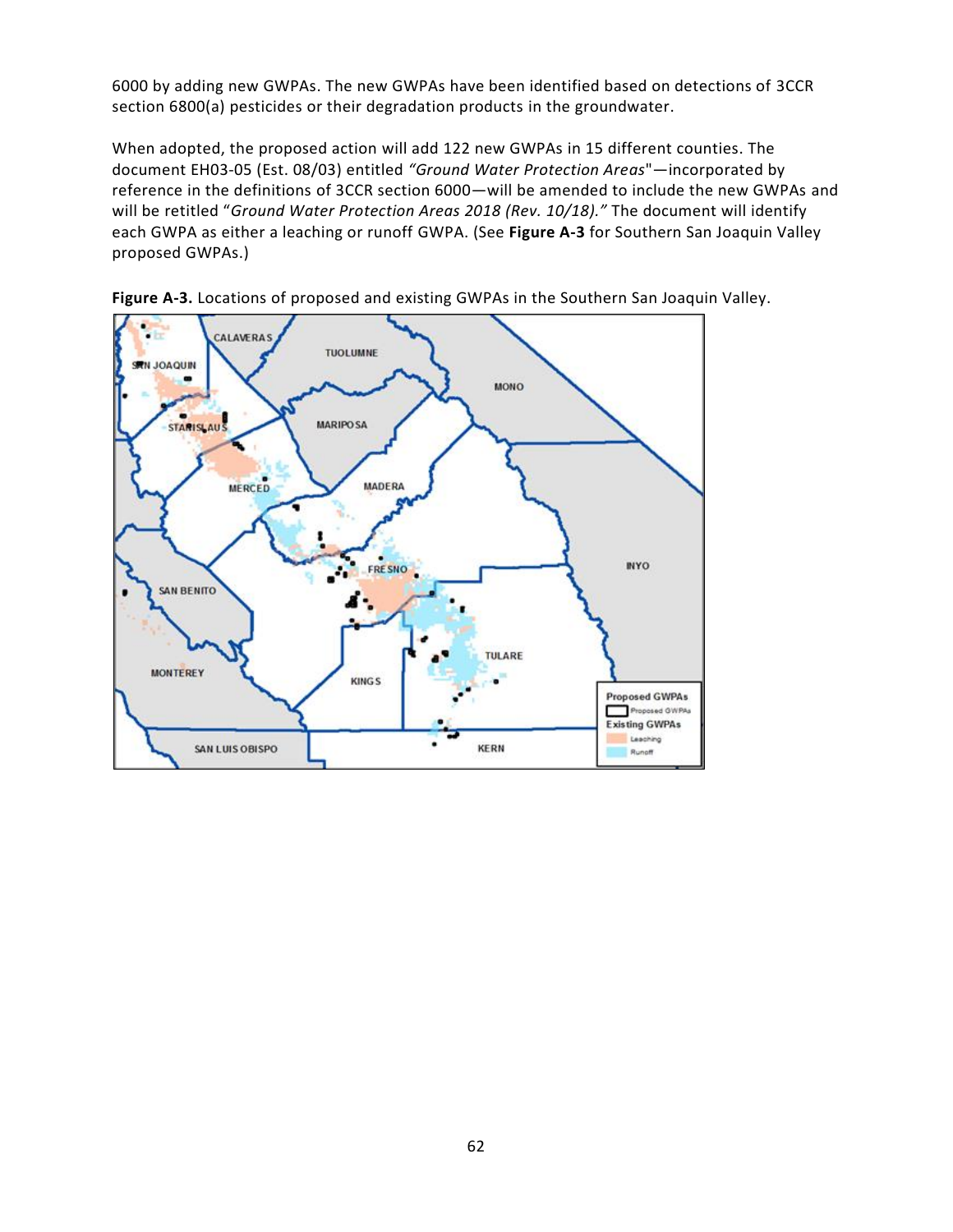6000 by adding new GWPAs. The new GWPAs have been identified based on detections of 3CCR section 6800(a) pesticides or their degradation products in the groundwater.

When adopted, the proposed action will add 122 new GWPAs in 15 different counties. The document EH03-05 (Est. 08/03) entitled *"Ground Water Protection Areas"*—incorporated by reference in the definitions of 3CCR section 6000—will be amended to include the new GWPAs and will be retitled "*Ground Water Protection Areas 2018 (Rev. 10/18).*" The document will identify each GWPA as either a leaching or runoff GWPA. (See **Figure A-3** for Southern San Joaquin Valley proposed GWPAs.)

**Figure A-3.** Locations of proposed and existing GWPAs in the Southern San Joaquin Valley.

CALAVERAS
SAN JOAQUIN
TUOLUMNE
MONO
STANISLAUS
MARIPOSA
MERCED
MADERA
FRESNO
INYO
SAN BENITO
TULARE
MONTEREY
KINGS
SAN LUIS OBISPO
KERN

Proposed GWPAs
Proposed GWPAs
Existing GWPAs
Leaching
Runoff